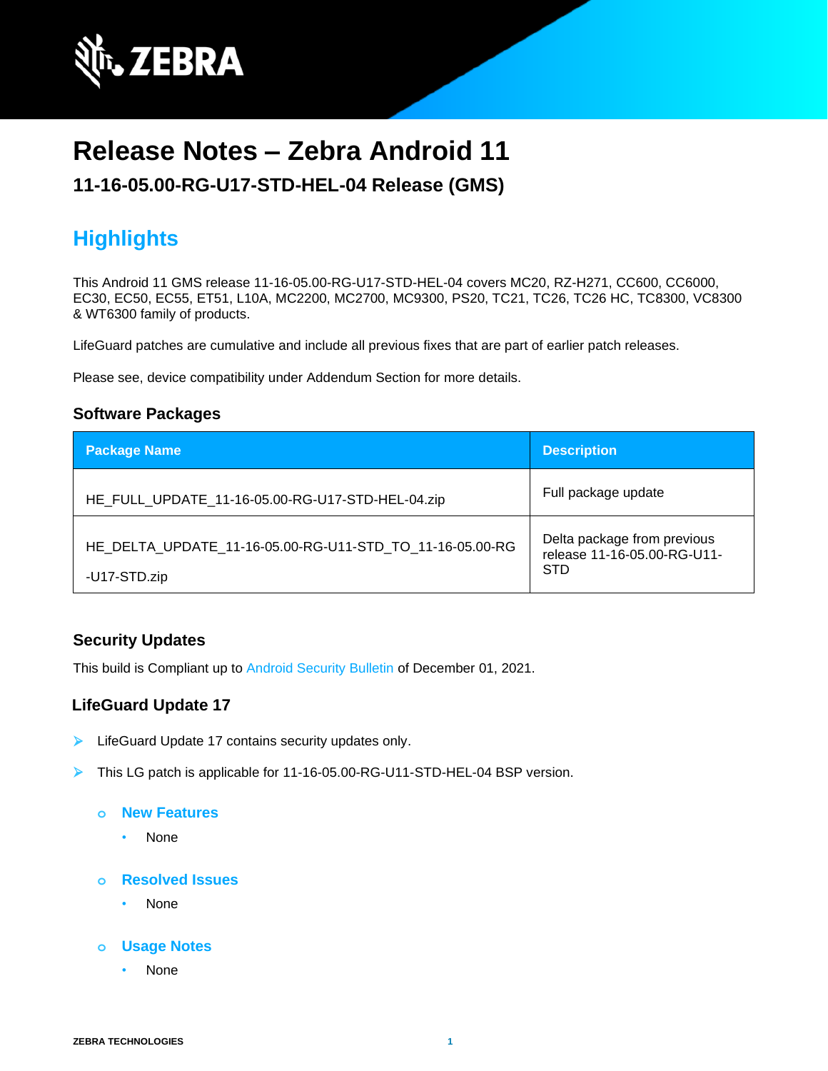# Release Notes – Zebra Android 11

## 11-16-05.00-RG-U17-STD-HEL-04 Release (GMS)

## Highlights

This Android 11 GMS release 11-16-05.00-RG-U17-STD-HEL-04 covers MC20, RZ-H271, CC600, CC6000, EC30, EC50, EC55, ET51, L10A, MC2200, MC2700, MC9300, PS20, TC21, TC26, TC26 HC, TC8300, VC8300 & WT6300 family of products.

LifeGuard patches are cumulative and include all previous fixes that are part of earlier patch releases.

Please see, device compatibility under Addendum Section for more details.

### Software Packages

| Package Name | Description |
| --- | --- |
| HE_FULL_UPDATE_11-16-05.00-RG-U17-STD-HEL-04.zip | Full package update |
| HE_DELTA_UPDATE_11-16-05.00-RG-U11-STD_TO_11-16-05.00-RG-U17-STD.zip | Delta package from previous release 11-16-05.00-RG-U11-STD |

### Security Updates

This build is Compliant up to Android Security Bulletin of December 01, 2021.

### LifeGuard Update 17

- LifeGuard Update 17 contains security updates only.
- This LG patch is applicable for 11-16-05.00-RG-U11-STD-HEL-04 BSP version.
  - **New Features**
    - None
  - **Resolved Issues**
    - None
  - **Usage Notes**
    - None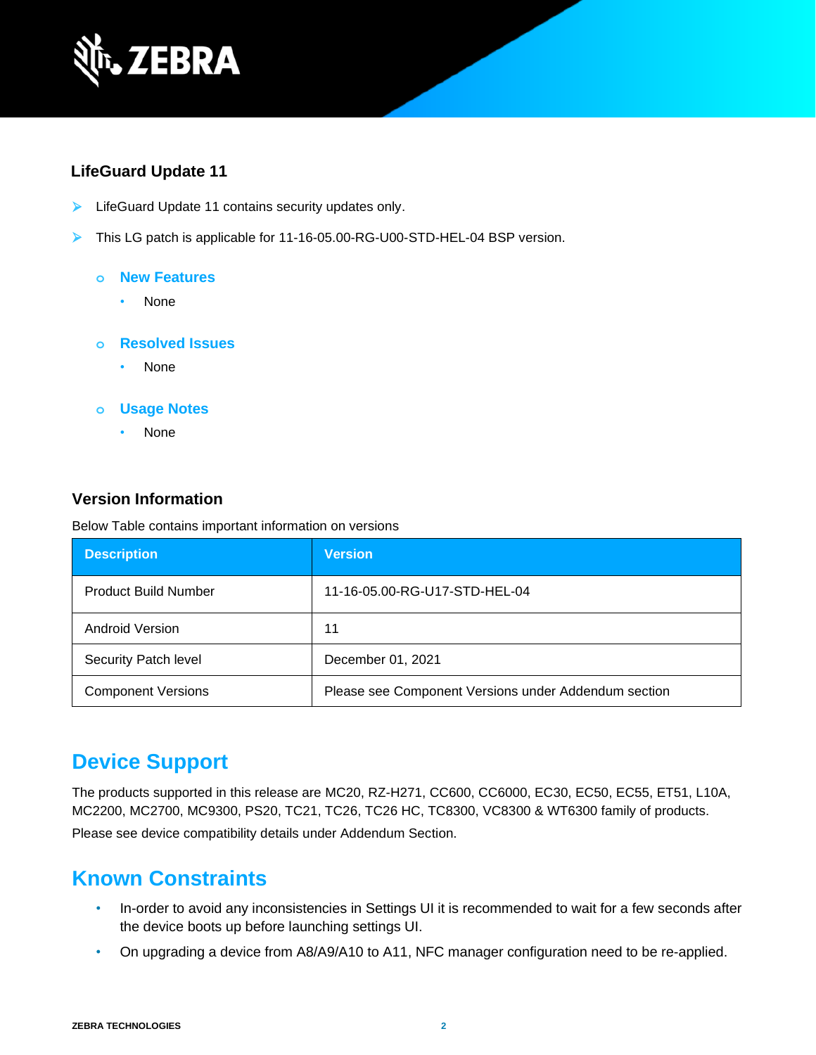### LifeGuard Update 11

- LifeGuard Update 11 contains security updates only.
- This LG patch is applicable for 11-16-05.00-RG-U00-STD-HEL-04 BSP version.
  - **New Features**
    - None
  - **Resolved Issues**
    - None
  - **Usage Notes**
    - None

### Version Information

Below Table contains important information on versions

| Description | Version |
|---|---|
| Product Build Number | 11-16-05.00-RG-U17-STD-HEL-04 |
| Android Version | 11 |
| Security Patch level | December 01, 2021 |
| Component Versions | Please see Component Versions under Addendum section |

## Device Support

The products supported in this release are MC20, RZ-H271, CC600, CC6000, EC30, EC50, EC55, ET51, L10A, MC2200, MC2700, MC9300, PS20, TC21, TC26, TC26 HC, TC8300, VC8300 & WT6300 family of products.

Please see device compatibility details under Addendum Section.

## Known Constraints

- In-order to avoid any inconsistencies in Settings UI it is recommended to wait for a few seconds after the device boots up before launching settings UI.
- On upgrading a device from A8/A9/A10 to A11, NFC manager configuration need to be re-applied.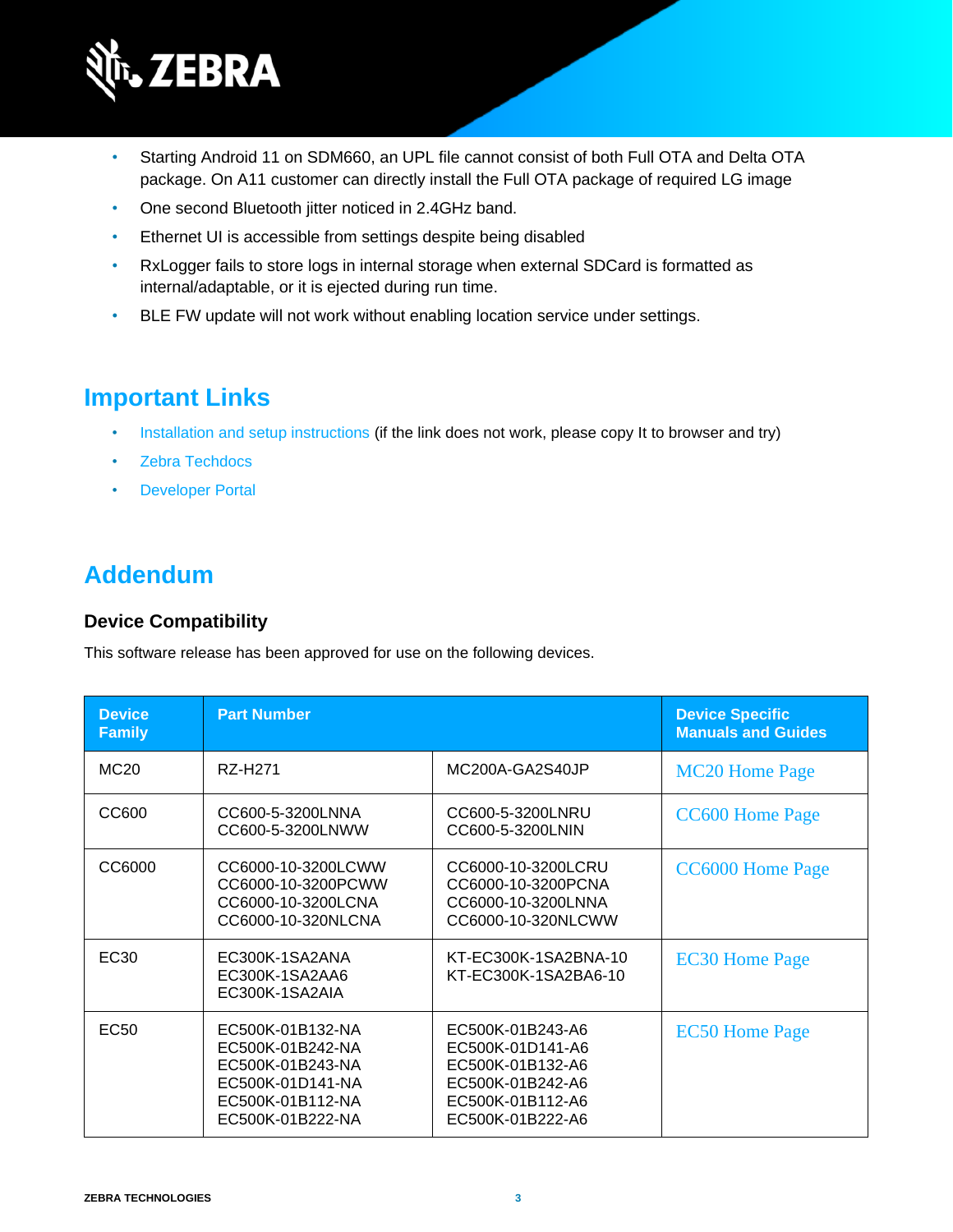- Starting Android 11 on SDM660, an UPL file cannot consist of both Full OTA and Delta OTA package. On A11 customer can directly install the Full OTA package of required LG image
- One second Bluetooth jitter noticed in 2.4GHz band.
- Ethernet UI is accessible from settings despite being disabled
- RxLogger fails to store logs in internal storage when external SDCard is formatted as internal/adaptable, or it is ejected during run time.
- BLE FW update will not work without enabling location service under settings.

# Important Links

- Installation and setup instructions (if the link does not work, please copy It to browser and try)
- Zebra Techdocs
- Developer Portal

# Addendum

### Device Compatibility

This software release has been approved for use on the following devices.

| Device Family | Part Number | | Device Specific Manuals and Guides |
|---|---|---|---|
| MC20 | RZ-H271 | MC200A-GA2S40JP | MC20 Home Page |
| CC600 | CC600-5-3200LNNA<br>CC600-5-3200LNWW | CC600-5-3200LNRU<br>CC600-5-3200LNIN | CC600 Home Page |
| CC6000 | CC6000-10-3200LCWW<br>CC6000-10-3200PCWW<br>CC6000-10-3200LCNA<br>CC6000-10-320NLCNA | CC6000-10-3200LCRU<br>CC6000-10-3200PCNA<br>CC6000-10-3200LNNA<br>CC6000-10-320NLCWW | CC6000 Home Page |
| EC30 | EC300K-1SA2ANA<br>EC300K-1SA2AA6<br>EC300K-1SA2AIA | KT-EC300K-1SA2BNA-10<br>KT-EC300K-1SA2BA6-10 | EC30 Home Page |
| EC50 | EC500K-01B132-NA<br>EC500K-01B242-NA<br>EC500K-01B243-NA<br>EC500K-01D141-NA<br>EC500K-01B112-NA<br>EC500K-01B222-NA | EC500K-01B243-A6<br>EC500K-01D141-A6<br>EC500K-01B132-A6<br>EC500K-01B242-A6<br>EC500K-01B112-A6<br>EC500K-01B222-A6 | EC50 Home Page |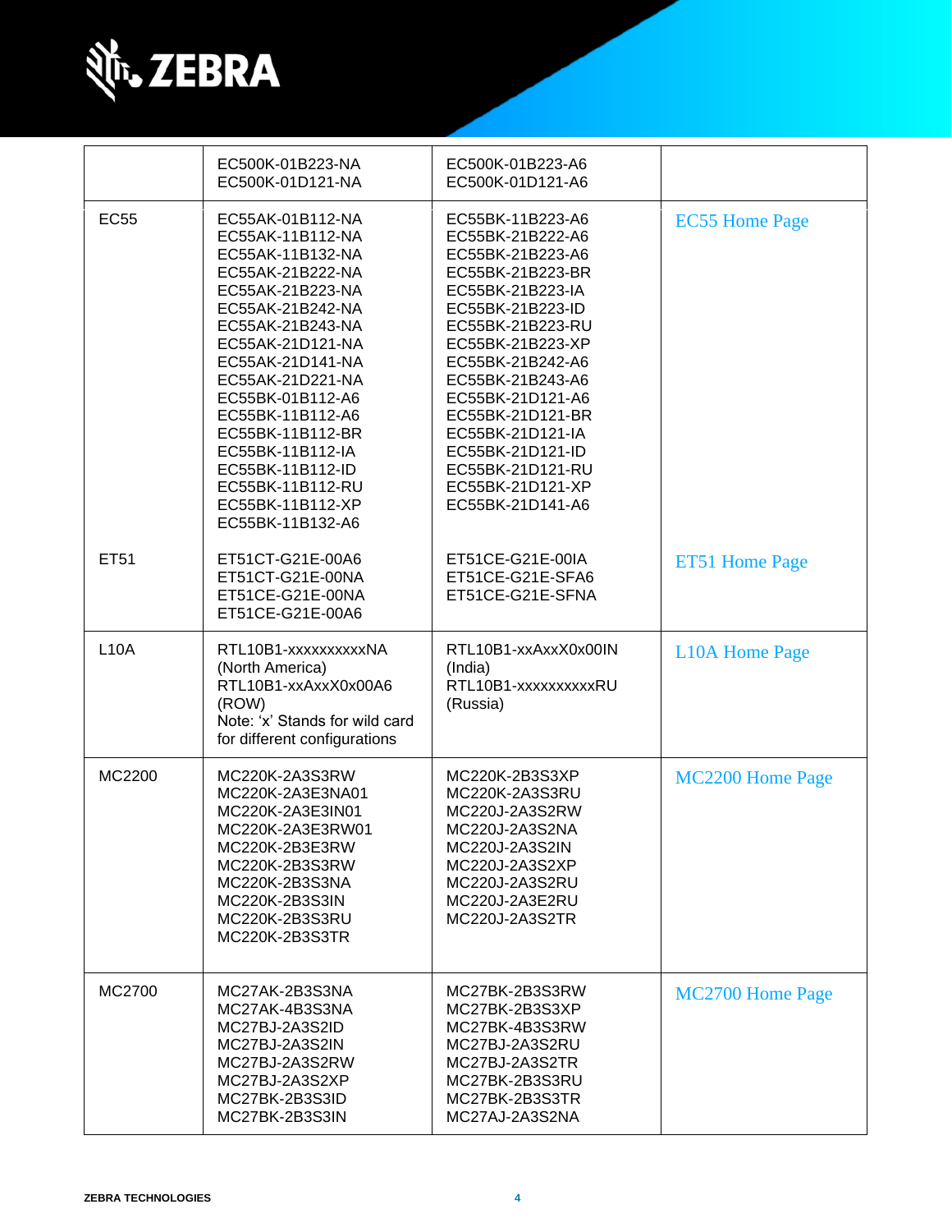| | | | |
|---|---|---|---|
| | EC500K-01B223-NA<br>EC500K-01D121-NA | EC500K-01B223-A6<br>EC500K-01D121-A6 | |
| EC55 | EC55AK-01B112-NA<br>EC55AK-11B112-NA<br>EC55AK-11B132-NA<br>EC55AK-21B222-NA<br>EC55AK-21B223-NA<br>EC55AK-21B242-NA<br>EC55AK-21B243-NA<br>EC55AK-21D121-NA<br>EC55AK-21D141-NA<br>EC55AK-21D221-NA<br>EC55BK-01B112-A6<br>EC55BK-11B112-A6<br>EC55BK-11B112-BR<br>EC55BK-11B112-IA<br>EC55BK-11B112-ID<br>EC55BK-11B112-RU<br>EC55BK-11B112-XP<br>EC55BK-11B132-A6 | EC55BK-11B223-A6<br>EC55BK-21B222-A6<br>EC55BK-21B223-A6<br>EC55BK-21B223-BR<br>EC55BK-21B223-IA<br>EC55BK-21B223-ID<br>EC55BK-21B223-RU<br>EC55BK-21B223-XP<br>EC55BK-21B242-A6<br>EC55BK-21B243-A6<br>EC55BK-21D121-A6<br>EC55BK-21D121-BR<br>EC55BK-21D121-IA<br>EC55BK-21D121-ID<br>EC55BK-21D121-RU<br>EC55BK-21D121-XP<br>EC55BK-21D141-A6 | EC55 Home Page |
| ET51 | ET51CT-G21E-00A6<br>ET51CT-G21E-00NA<br>ET51CE-G21E-00NA<br>ET51CE-G21E-00A6 | ET51CE-G21E-00IA<br>ET51CE-G21E-SFA6<br>ET51CE-G21E-SFNA | ET51 Home Page |
| L10A | RTL10B1-xxxxxxxxxxNA (North America)<br>RTL10B1-xxAxxX0x00A6 (ROW)<br>Note: 'x' Stands for wild card for different configurations | RTL10B1-xxAxxX0x00IN (India)<br>RTL10B1-xxxxxxxxxxRU (Russia) | L10A Home Page |
| MC2200 | MC220K-2A3S3RW<br>MC220K-2A3E3NA01<br>MC220K-2A3E3IN01<br>MC220K-2A3E3RW01<br>MC220K-2B3E3RW<br>MC220K-2B3S3RW<br>MC220K-2B3S3NA<br>MC220K-2B3S3IN<br>MC220K-2B3S3RU<br>MC220K-2B3S3TR | MC220K-2B3S3XP<br>MC220K-2A3S3RU<br>MC220J-2A3S2RW<br>MC220J-2A3S2NA<br>MC220J-2A3S2IN<br>MC220J-2A3S2XP<br>MC220J-2A3S2RU<br>MC220J-2A3E2RU<br>MC220J-2A3S2TR | MC2200 Home Page |
| MC2700 | MC27AK-2B3S3NA<br>MC27AK-4B3S3NA<br>MC27BJ-2A3S2ID<br>MC27BJ-2A3S2IN<br>MC27BJ-2A3S2RW<br>MC27BJ-2A3S2XP<br>MC27BK-2B3S3ID<br>MC27BK-2B3S3IN | MC27BK-2B3S3RW<br>MC27BK-2B3S3XP<br>MC27BK-4B3S3RW<br>MC27BJ-2A3S2RU<br>MC27BJ-2A3S2TR<br>MC27BK-2B3S3RU<br>MC27BK-2B3S3TR<br>MC27AJ-2A3S2NA | MC2700 Home Page |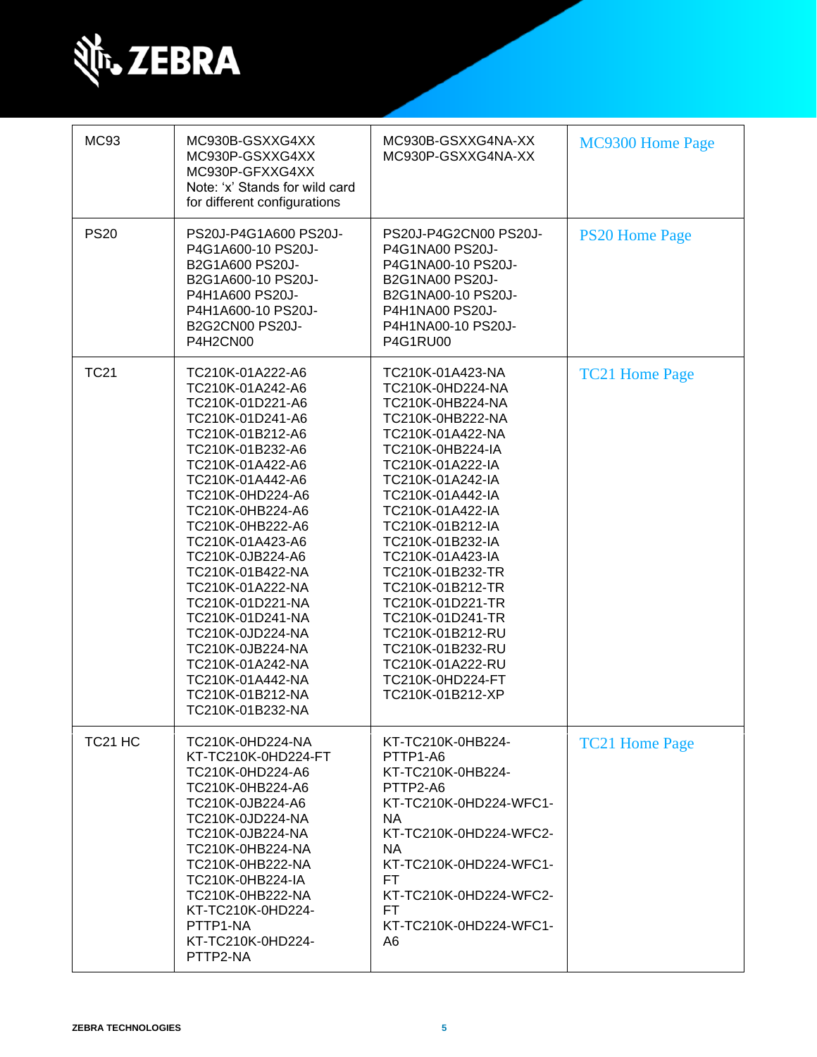| MC93 | MC930B-GSXXG4XX<br>MC930P-GSXXG4XX<br>MC930P-GFXXG4XX<br>Note: 'x' Stands for wild card for different configurations | MC930B-GSXXG4NA-XX<br>MC930P-GSXXG4NA-XX | MC9300 Home Page |
|---|---|---|---|
| PS20 | PS20J-P4G1A600 PS20J-P4G1A600-10 PS20J-B2G1A600 PS20J-B2G1A600-10 PS20J-P4H1A600 PS20J-P4H1A600-10 PS20J-B2G2CN00 PS20J-P4H2CN00 | PS20J-P4G2CN00 PS20J-P4G1NA00 PS20J-P4G1NA00-10 PS20J-B2G1NA00 PS20J-B2G1NA00-10 PS20J-P4H1NA00 PS20J-P4H1NA00-10 PS20J-P4G1RU00 | PS20 Home Page |
| TC21 | TC210K-01A222-A6<br>TC210K-01A242-A6<br>TC210K-01D221-A6<br>TC210K-01D241-A6<br>TC210K-01B212-A6<br>TC210K-01B232-A6<br>TC210K-01A422-A6<br>TC210K-01A442-A6<br>TC210K-0HD224-A6<br>TC210K-0HB224-A6<br>TC210K-0HB222-A6<br>TC210K-01A423-A6<br>TC210K-0JB224-A6<br>TC210K-01B422-NA<br>TC210K-01A222-NA<br>TC210K-01D221-NA<br>TC210K-01D241-NA<br>TC210K-0JD224-NA<br>TC210K-0JB224-NA<br>TC210K-01A242-NA<br>TC210K-01A442-NA<br>TC210K-01B212-NA<br>TC210K-01B232-NA | TC210K-01A423-NA<br>TC210K-0HD224-NA<br>TC210K-0HB224-NA<br>TC210K-0HB222-NA<br>TC210K-01A422-NA<br>TC210K-0HB224-IA<br>TC210K-01A222-IA<br>TC210K-01A242-IA<br>TC210K-01A442-IA<br>TC210K-01A422-IA<br>TC210K-01B212-IA<br>TC210K-01B232-IA<br>TC210K-01A423-IA<br>TC210K-01B232-TR<br>TC210K-01B212-TR<br>TC210K-01D221-TR<br>TC210K-01D241-TR<br>TC210K-01B212-RU<br>TC210K-01B232-RU<br>TC210K-01A222-RU<br>TC210K-0HD224-FT<br>TC210K-01B212-XP | TC21 Home Page |
| TC21 HC | TC210K-0HD224-NA<br>KT-TC210K-0HD224-FT<br>TC210K-0HD224-A6<br>TC210K-0HB224-A6<br>TC210K-0JB224-A6<br>TC210K-0JD224-NA<br>TC210K-0JB224-NA<br>TC210K-0HB224-NA<br>TC210K-0HB222-NA<br>TC210K-0HB224-IA<br>TC210K-0HB222-NA<br>KT-TC210K-0HD224-PTTP1-NA<br>KT-TC210K-0HD224-PTTP2-NA | KT-TC210K-0HB224-PTTP1-A6<br>KT-TC210K-0HB224-PTTP2-A6<br>KT-TC210K-0HD224-WFC1-NA<br>KT-TC210K-0HD224-WFC2-NA<br>KT-TC210K-0HD224-WFC1-FT<br>KT-TC210K-0HD224-WFC2-FT<br>KT-TC210K-0HD224-WFC1-A6 | TC21 Home Page |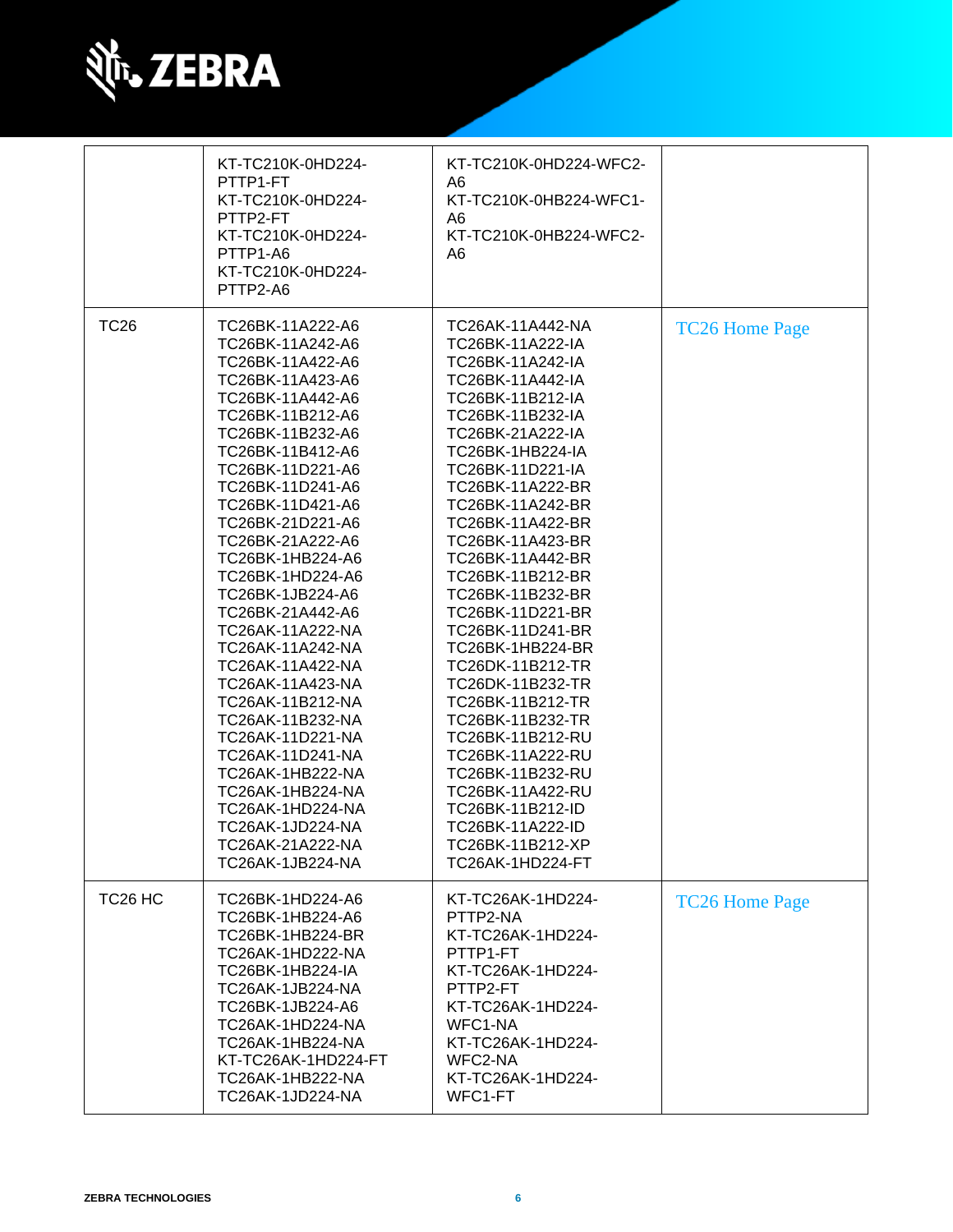| | | | |
|---|---|---|---|
| | KT-TC210K-0HD224-PTTP1-FT<br>KT-TC210K-0HD224-PTTP2-FT<br>KT-TC210K-0HD224-PTTP1-A6<br>KT-TC210K-0HD224-PTTP2-A6 | KT-TC210K-0HD224-WFC2-A6<br>KT-TC210K-0HB224-WFC1-A6<br>KT-TC210K-0HB224-WFC2-A6 | |
| TC26 | TC26BK-11A222-A6<br>TC26BK-11A242-A6<br>TC26BK-11A422-A6<br>TC26BK-11A423-A6<br>TC26BK-11A442-A6<br>TC26BK-11B212-A6<br>TC26BK-11B232-A6<br>TC26BK-11B412-A6<br>TC26BK-11D221-A6<br>TC26BK-11D241-A6<br>TC26BK-11D421-A6<br>TC26BK-21D221-A6<br>TC26BK-21A222-A6<br>TC26BK-1HB224-A6<br>TC26BK-1HD224-A6<br>TC26BK-1JB224-A6<br>TC26BK-21A442-A6<br>TC26AK-11A222-NA<br>TC26AK-11A242-NA<br>TC26AK-11A422-NA<br>TC26AK-11A423-NA<br>TC26AK-11B212-NA<br>TC26AK-11B232-NA<br>TC26AK-11D221-NA<br>TC26AK-11D241-NA<br>TC26AK-1HB222-NA<br>TC26AK-1HB224-NA<br>TC26AK-1HD224-NA<br>TC26AK-1JD224-NA<br>TC26AK-21A222-NA<br>TC26AK-1JB224-NA | TC26AK-11A442-NA<br>TC26BK-11A222-IA<br>TC26BK-11A242-IA<br>TC26BK-11A442-IA<br>TC26BK-11B212-IA<br>TC26BK-11B232-IA<br>TC26BK-21A222-IA<br>TC26BK-1HB224-IA<br>TC26BK-11D221-IA<br>TC26BK-11A222-BR<br>TC26BK-11A242-BR<br>TC26BK-11A422-BR<br>TC26BK-11A423-BR<br>TC26BK-11A442-BR<br>TC26BK-11B212-BR<br>TC26BK-11B232-BR<br>TC26BK-11D221-BR<br>TC26BK-11D241-BR<br>TC26BK-1HB224-BR<br>TC26DK-11B212-TR<br>TC26DK-11B232-TR<br>TC26BK-11B212-TR<br>TC26BK-11B232-TR<br>TC26BK-11B212-RU<br>TC26BK-11A222-RU<br>TC26BK-11B232-RU<br>TC26BK-11A422-RU<br>TC26BK-11B212-ID<br>TC26BK-11A222-ID<br>TC26BK-11B212-XP<br>TC26AK-1HD224-FT | TC26 Home Page |
| TC26 HC | TC26BK-1HD224-A6<br>TC26BK-1HB224-A6<br>TC26BK-1HB224-BR<br>TC26AK-1HD222-NA<br>TC26BK-1HB224-IA<br>TC26AK-1JB224-NA<br>TC26BK-1JB224-A6<br>TC26AK-1HD224-NA<br>TC26AK-1HB224-NA<br>KT-TC26AK-1HD224-FT<br>TC26AK-1HB222-NA<br>TC26AK-1JD224-NA | KT-TC26AK-1HD224-PTTP2-NA<br>KT-TC26AK-1HD224-PTTP1-FT<br>KT-TC26AK-1HD224-PTTP2-FT<br>KT-TC26AK-1HD224-WFC1-NA<br>KT-TC26AK-1HD224-WFC2-NA<br>KT-TC26AK-1HD224-WFC1-FT | TC26 Home Page |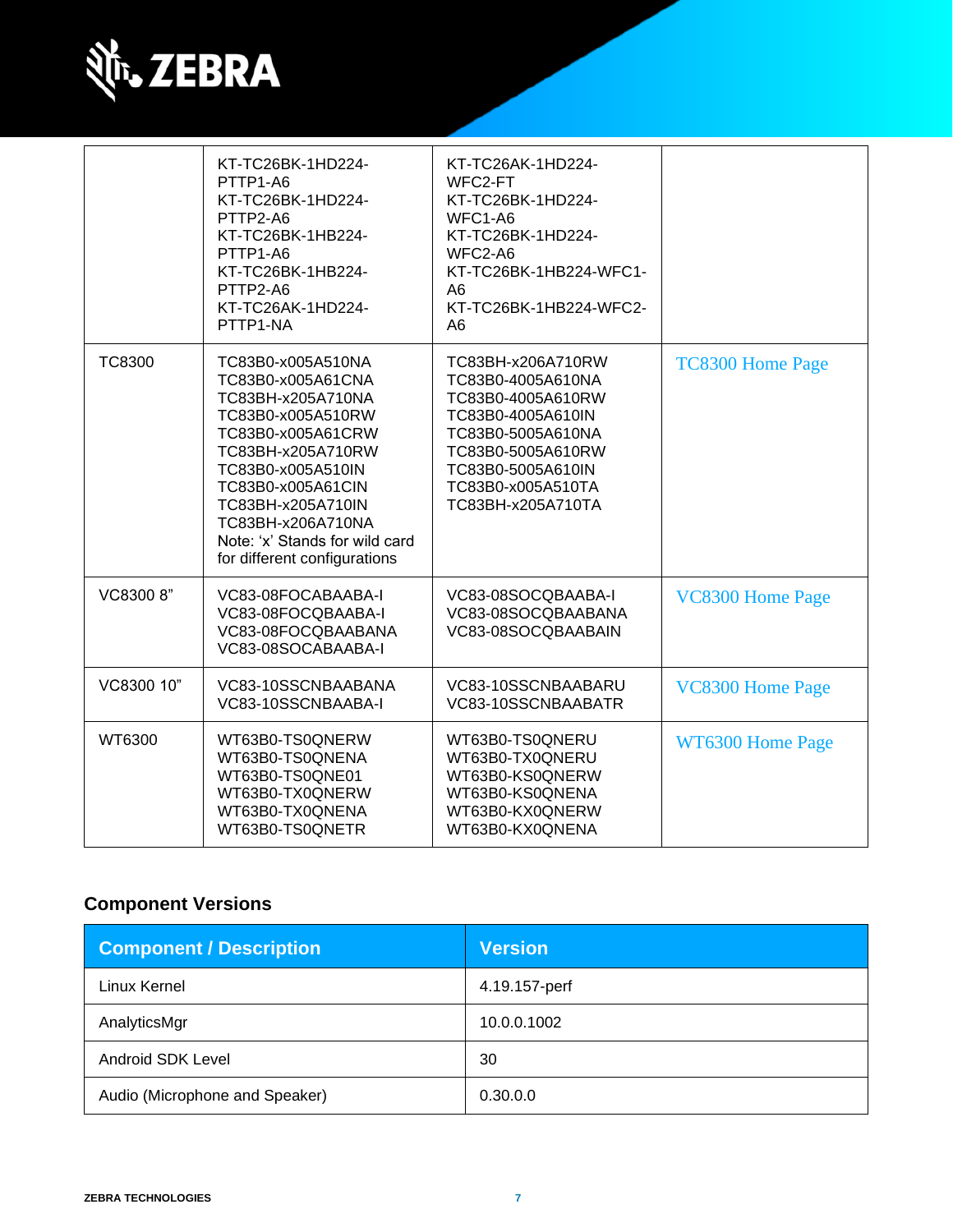| | | | |
|---|---|---|---|
| | KT-TC26BK-1HD224-PTTP1-A6<br>KT-TC26BK-1HD224-PTTP2-A6<br>KT-TC26BK-1HB224-PTTP1-A6<br>KT-TC26BK-1HB224-PTTP2-A6<br>KT-TC26AK-1HD224-PTTP1-NA | KT-TC26AK-1HD224-WFC2-FT<br>KT-TC26BK-1HD224-WFC1-A6<br>KT-TC26BK-1HD224-WFC2-A6<br>KT-TC26BK-1HB224-WFC1-A6<br>KT-TC26BK-1HB224-WFC2-A6 | |
| TC8300 | TC83B0-x005A510NA<br>TC83B0-x005A61CNA<br>TC83BH-x205A710NA<br>TC83B0-x005A510RW<br>TC83B0-x005A61CRW<br>TC83BH-x205A710RW<br>TC83B0-x005A510IN<br>TC83B0-x005A61CIN<br>TC83BH-x205A710IN<br>TC83BH-x206A710NA<br>Note: 'x' Stands for wild card for different configurations | TC83BH-x206A710RW<br>TC83B0-4005A610NA<br>TC83B0-4005A610RW<br>TC83B0-4005A610IN<br>TC83B0-5005A610NA<br>TC83B0-5005A610RW<br>TC83B0-5005A610IN<br>TC83B0-x005A510TA<br>TC83BH-x205A710TA | TC8300 Home Page |
| VC8300 8" | VC83-08FOCABAABA-I<br>VC83-08FOCQBAABA-I<br>VC83-08FOCQBAABANA<br>VC83-08SOCABAABA-I | VC83-08SOCQBAABA-I<br>VC83-08SOCQBAABANA<br>VC83-08SOCQBAABAIN | VC8300 Home Page |
| VC8300 10" | VC83-10SSCNBAABANA<br>VC83-10SSCNBAABA-I | VC83-10SSCNBAABARU<br>VC83-10SSCNBAABATR | VC8300 Home Page |
| WT6300 | WT63B0-TS0QNERW<br>WT63B0-TS0QNENA<br>WT63B0-TS0QNE01<br>WT63B0-TX0QNERW<br>WT63B0-TX0QNENA<br>WT63B0-TS0QNETR | WT63B0-TS0QNERU<br>WT63B0-TX0QNERU<br>WT63B0-KS0QNERW<br>WT63B0-KS0QNENA<br>WT63B0-KX0QNERW<br>WT63B0-KX0QNENA | WT6300 Home Page |

### Component Versions

| Component / Description | Version |
|---|---|
| Linux Kernel | 4.19.157-perf |
| AnalyticsMgr | 10.0.0.1002 |
| Android SDK Level | 30 |
| Audio (Microphone and Speaker) | 0.30.0.0 |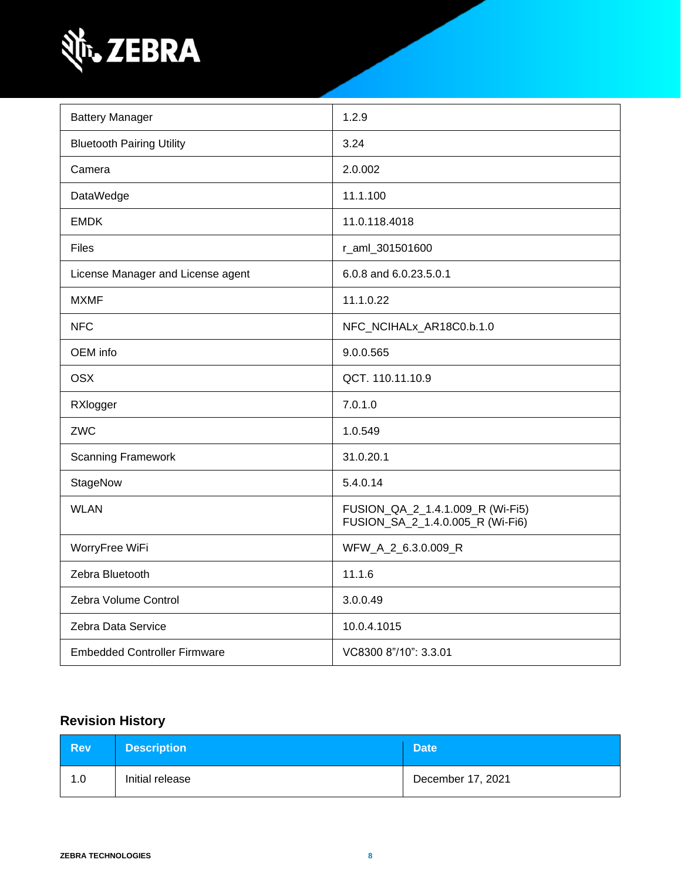| | |
|---|---|
| Battery Manager | 1.2.9 |
| Bluetooth Pairing Utility | 3.24 |
| Camera | 2.0.002 |
| DataWedge | 11.1.100 |
| EMDK | 11.0.118.4018 |
| Files | r_aml_301501600 |
| License Manager and License agent | 6.0.8 and 6.0.23.5.0.1 |
| MXMF | 11.1.0.22 |
| NFC | NFC_NCIHALx_AR18C0.b.1.0 |
| OEM info | 9.0.0.565 |
| OSX | QCT. 110.11.10.9 |
| RXlogger | 7.0.1.0 |
| ZWC | 1.0.549 |
| Scanning Framework | 31.0.20.1 |
| StageNow | 5.4.0.14 |
| WLAN | FUSION_QA_2_1.4.1.009_R (Wi-Fi5)<br>FUSION_SA_2_1.4.0.005_R (Wi-Fi6) |
| WorryFree WiFi | WFW_A_2_6.3.0.009_R |
| Zebra Bluetooth | 11.1.6 |
| Zebra Volume Control | 3.0.0.49 |
| Zebra Data Service | 10.0.4.1015 |
| Embedded Controller Firmware | VC8300 8"/10": 3.3.01 |

## Revision History

| Rev | Description | Date |
|---|---|---|
| 1.0 | Initial release | December 17, 2021 |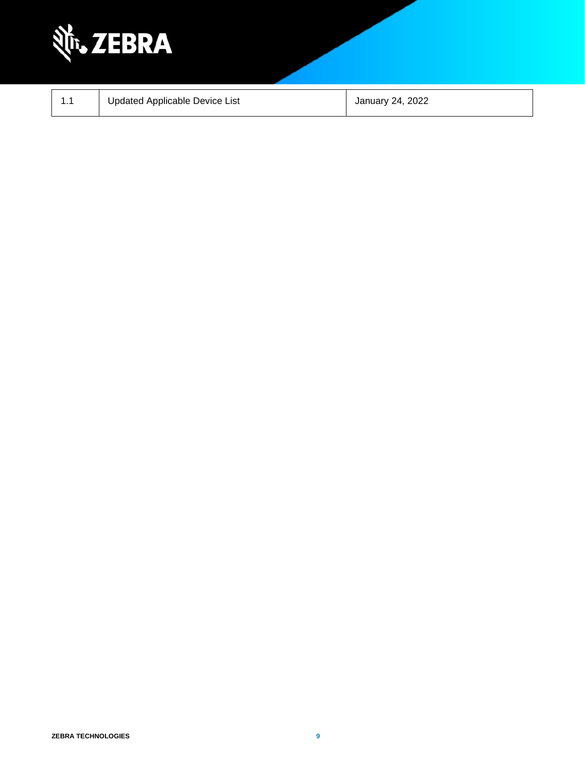| | | |
|---|---|---|
| 1.1 | Updated Applicable Device List | January 24, 2022 |